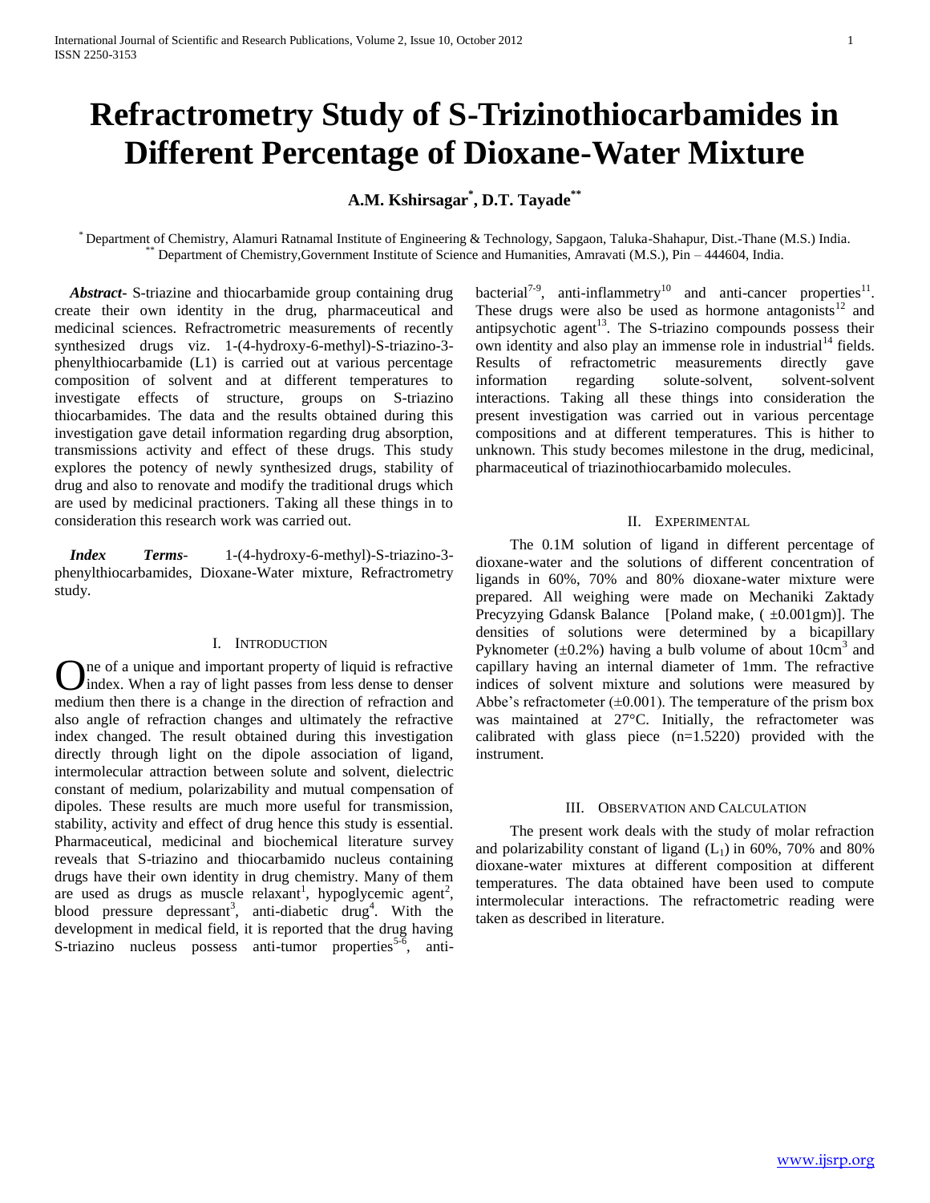# Refractrometry Study of S-Trizinothiocarbamides in Different Percentage of Dioxane-Water Mixture

**A.M. Kshirsagar[*], D.T. Tayade[**]**

[*] Department of Chemistry, Alamuri Ratnamal Institute of Engineering & Technology, Sapgaon, Taluka-Shahapur, Dist.-Thane (M.S.) India.
[**] Department of Chemistry,Government Institute of Science and Humanities, Amravati (M.S.), Pin – 444604, India.

***Abstract-*** S-triazine and thiocarbamide group containing drug create their own identity in the drug, pharmaceutical and medicinal sciences. Refractrometric measurements of recently synthesized drugs viz. 1-(4-hydroxy-6-methyl)-S-triazino-3-phenylthiocarbamide (L1) is carried out at various percentage composition of solvent and at different temperatures to investigate effects of structure, groups on S-triazino thiocarbamides. The data and the results obtained during this investigation gave detail information regarding drug absorption, transmissions activity and effect of these drugs. This study explores the potency of newly synthesized drugs, stability of drug and also to renovate and modify the traditional drugs which are used by medicinal practioners. Taking all these things in to consideration this research work was carried out.

***Index Terms*-** 1-(4-hydroxy-6-methyl)-S-triazino-3-phenylthiocarbamides, Dioxane-Water mixture, Refractrometry study.

## I. Introduction

One of a unique and important property of liquid is refractive index. When a ray of light passes from less dense to denser medium then there is a change in the direction of refraction and also angle of refraction changes and ultimately the refractive index changed. The result obtained during this investigation directly through light on the dipole association of ligand, intermolecular attraction between solute and solvent, dielectric constant of medium, polarizability and mutual compensation of dipoles. These results are much more useful for transmission, stability, activity and effect of drug hence this study is essential. Pharmaceutical, medicinal and biochemical literature survey reveals that S-triazino and thiocarbamido nucleus containing drugs have their own identity in drug chemistry. Many of them are used as drugs as muscle relaxant[1], hypoglycemic agent[2], blood pressure depressant[3], anti-diabetic drug[4]. With the development in medical field, it is reported that the drug having S-triazino nucleus possess anti-tumor properties[5-6], anti-bacterial[7-9], anti-inflammetry[10] and anti-cancer properties[11]. These drugs were also be used as hormone antagonists[12] and antipsychotic agent[13]. The S-triazino compounds possess their own identity and also play an immense role in industrial[14] fields. Results of refractometric measurements directly gave information regarding solute-solvent, solvent-solvent interactions. Taking all these things into consideration the present investigation was carried out in various percentage compositions and at different temperatures. This is hither to unknown. This study becomes milestone in the drug, medicinal, pharmaceutical of triazinothiocarbamido molecules.

## II. Experimental

The 0.1M solution of ligand in different percentage of dioxane-water and the solutions of different concentration of ligands in 60%, 70% and 80% dioxane-water mixture were prepared. All weighing were made on Mechaniki Zaktady Precyzying Gdansk Balance [Poland make, ( ±0.001gm)]. The densities of solutions were determined by a bicapillary Pyknometer (±0.2%) having a bulb volume of about $10cm^3$ and capillary having an internal diameter of 1mm. The refractive indices of solvent mixture and solutions were measured by Abbe's refractometer (±0.001). The temperature of the prism box was maintained at 27°C. Initially, the refractometer was calibrated with glass piece (n=1.5220) provided with the instrument.

## III. Observation and Calculation

The present work deals with the study of molar refraction and polarizability constant of ligand ($L_1$) in 60%, 70% and 80% dioxane-water mixtures at different composition at different temperatures. The data obtained have been used to compute intermolecular interactions. The refractometric reading were taken as described in literature.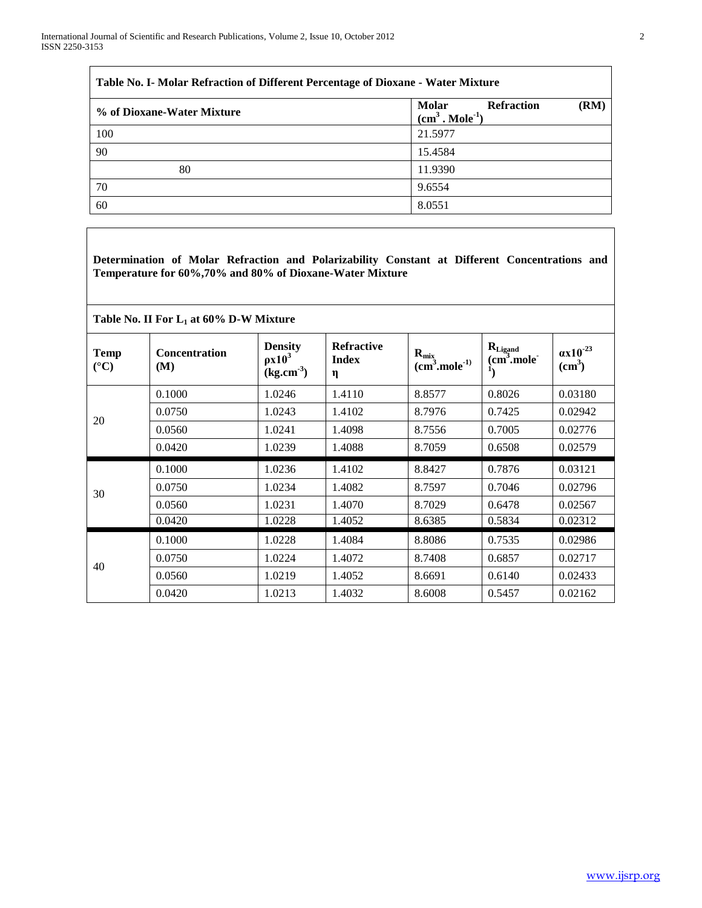**Table No. I- Molar Refraction of Different Percentage of Dioxane - Water Mixture**

| % of Dioxane-Water Mixture | Molar Refraction (RM) ($cm^3 . Mole^{-1}$) |
|---|---|
| 100 | 21.5977 |
| 90 | 15.4584 |
| 80 | 11.9390 |
| 70 | 9.6554 |
| 60 | 8.0551 |

**Determination of Molar Refraction and Polarizability Constant at Different Concentrations and Temperature for 60%,70% and 80% of Dioxane-Water Mixture**

**Table No. II For $L_1$ at 60% D-W Mixture**

| Temp (°C) | Concentration (M) | Density $\rho x10^3$ ($kg.cm^{-3}$) | Refractive Index η | $R_{mix}$ ($cm^3.mole^{-1}$) | $R_{Ligand}$ ($cm^3.mole^{-1}$) | $\alpha x10^{-23}$ ($cm^3$) |
|---|---|---|---|---|---|---|
| 20 | 0.1000 | 1.0246 | 1.4110 | 8.8577 | 0.8026 | 0.03180 |
| | 0.0750 | 1.0243 | 1.4102 | 8.7976 | 0.7425 | 0.02942 |
| | 0.0560 | 1.0241 | 1.4098 | 8.7556 | 0.7005 | 0.02776 |
| | 0.0420 | 1.0239 | 1.4088 | 8.7059 | 0.6508 | 0.02579 |
| 30 | 0.1000 | 1.0236 | 1.4102 | 8.8427 | 0.7876 | 0.03121 |
| | 0.0750 | 1.0234 | 1.4082 | 8.7597 | 0.7046 | 0.02796 |
| | 0.0560 | 1.0231 | 1.4070 | 8.7029 | 0.6478 | 0.02567 |
| | 0.0420 | 1.0228 | 1.4052 | 8.6385 | 0.5834 | 0.02312 |
| 40 | 0.1000 | 1.0228 | 1.4084 | 8.8086 | 0.7535 | 0.02986 |
| | 0.0750 | 1.0224 | 1.4072 | 8.7408 | 0.6857 | 0.02717 |
| | 0.0560 | 1.0219 | 1.4052 | 8.6691 | 0.6140 | 0.02433 |
| | 0.0420 | 1.0213 | 1.4032 | 8.6008 | 0.5457 | 0.02162 |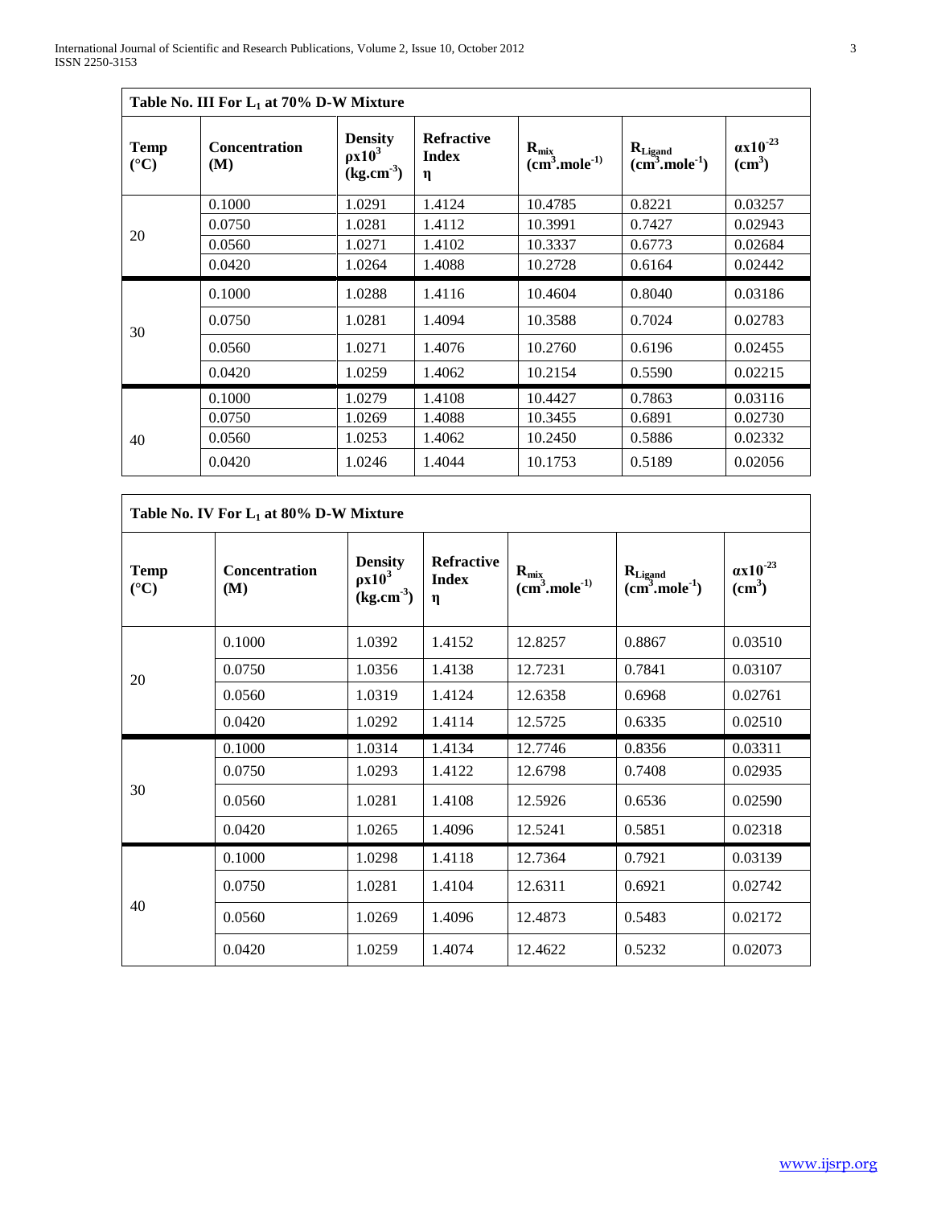**Table No. III For $L_1$ at 70% D-W Mixture**

| Temp (°C) | Concentration (M) | Density $\rho x10^3$ ($kg.cm^{-3}$) | Refractive Index $\eta$ | $R_{mix}$ ($cm^3.mole^{-1}$) | $R_{Ligand}$ ($cm^3.mole^{-1}$) | $\alpha x10^{-23}$ ($cm^3$) |
|---|---|---|---|---|---|---|
| 20 | 0.1000 | 1.0291 | 1.4124 | 10.4785 | 0.8221 | 0.03257 |
| | 0.0750 | 1.0281 | 1.4112 | 10.3991 | 0.7427 | 0.02943 |
| | 0.0560 | 1.0271 | 1.4102 | 10.3337 | 0.6773 | 0.02684 |
| | 0.0420 | 1.0264 | 1.4088 | 10.2728 | 0.6164 | 0.02442 |
| 30 | 0.1000 | 1.0288 | 1.4116 | 10.4604 | 0.8040 | 0.03186 |
| | 0.0750 | 1.0281 | 1.4094 | 10.3588 | 0.7024 | 0.02783 |
| | 0.0560 | 1.0271 | 1.4076 | 10.2760 | 0.6196 | 0.02455 |
| | 0.0420 | 1.0259 | 1.4062 | 10.2154 | 0.5590 | 0.02215 |
| 40 | 0.1000 | 1.0279 | 1.4108 | 10.4427 | 0.7863 | 0.03116 |
| | 0.0750 | 1.0269 | 1.4088 | 10.3455 | 0.6891 | 0.02730 |
| | 0.0560 | 1.0253 | 1.4062 | 10.2450 | 0.5886 | 0.02332 |
| | 0.0420 | 1.0246 | 1.4044 | 10.1753 | 0.5189 | 0.02056 |

**Table No. IV For $L_1$ at 80% D-W Mixture**

| Temp (°C) | Concentration (M) | Density $\rho x10^3$ ($kg.cm^{-3}$) | Refractive Index $\eta$ | $R_{mix}$ ($cm^3.mole^{-1}$) | $R_{Ligand}$ ($cm^3.mole^{-1}$) | $\alpha x10^{-23}$ ($cm^3$) |
|---|---|---|---|---|---|---|
| 20 | 0.1000 | 1.0392 | 1.4152 | 12.8257 | 0.8867 | 0.03510 |
| | 0.0750 | 1.0356 | 1.4138 | 12.7231 | 0.7841 | 0.03107 |
| | 0.0560 | 1.0319 | 1.4124 | 12.6358 | 0.6968 | 0.02761 |
| | 0.0420 | 1.0292 | 1.4114 | 12.5725 | 0.6335 | 0.02510 |
| 30 | 0.1000 | 1.0314 | 1.4134 | 12.7746 | 0.8356 | 0.03311 |
| | 0.0750 | 1.0293 | 1.4122 | 12.6798 | 0.7408 | 0.02935 |
| | 0.0560 | 1.0281 | 1.4108 | 12.5926 | 0.6536 | 0.02590 |
| | 0.0420 | 1.0265 | 1.4096 | 12.5241 | 0.5851 | 0.02318 |
| 40 | 0.1000 | 1.0298 | 1.4118 | 12.7364 | 0.7921 | 0.03139 |
| | 0.0750 | 1.0281 | 1.4104 | 12.6311 | 0.6921 | 0.02742 |
| | 0.0560 | 1.0269 | 1.4096 | 12.4873 | 0.5483 | 0.02172 |
| | 0.0420 | 1.0259 | 1.4074 | 12.4622 | 0.5232 | 0.02073 |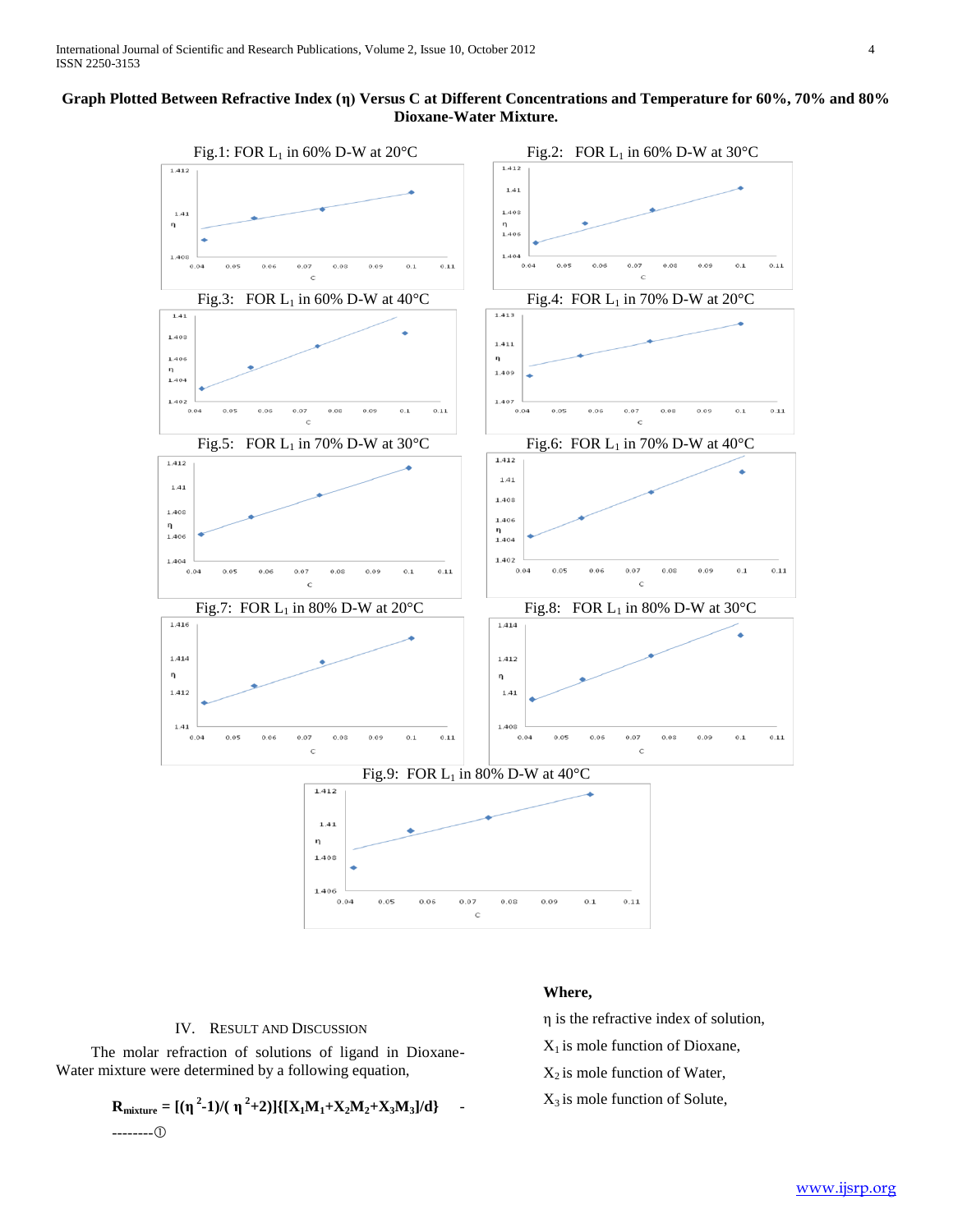**Graph Plotted Between Refractive Index (η) Versus C at Different Concentrations and Temperature for 60%, 70% and 80% Dioxane-Water Mixture.**

Fig.1: FOR $L_1$ in 60% D-W at 20°C

Fig.2: FOR $L_1$ in 60% D-W at 30°C

Fig.3: FOR $L_1$ in 60% D-W at 40°C

Fig.4: FOR $L_1$ in 70% D-W at 20°C

Fig.5: FOR $L_1$ in 70% D-W at 30°C

Fig.6: FOR $L_1$ in 70% D-W at 40°C

Fig.7: FOR $L_1$ in 80% D-W at 20°C

Fig.8: FOR $L_1$ in 80% D-W at 30°C

Fig.9: FOR $L_1$ in 80% D-W at 40°C

## IV. Result and Discussion

The molar refraction of solutions of ligand in Dioxane-Water mixture were determined by a following equation,

$$R_{mixture} = [(\eta^2-1)/(\eta^2+2)]\{[X_1M_1+X_2M_2+X_3M_3]/d\} \quad \text{---------} (1)$$

**Where,**

η is the refractive index of solution,

$X_1$ is mole function of Dioxane,

$X_2$ is mole function of Water,

$X_3$ is mole function of Solute,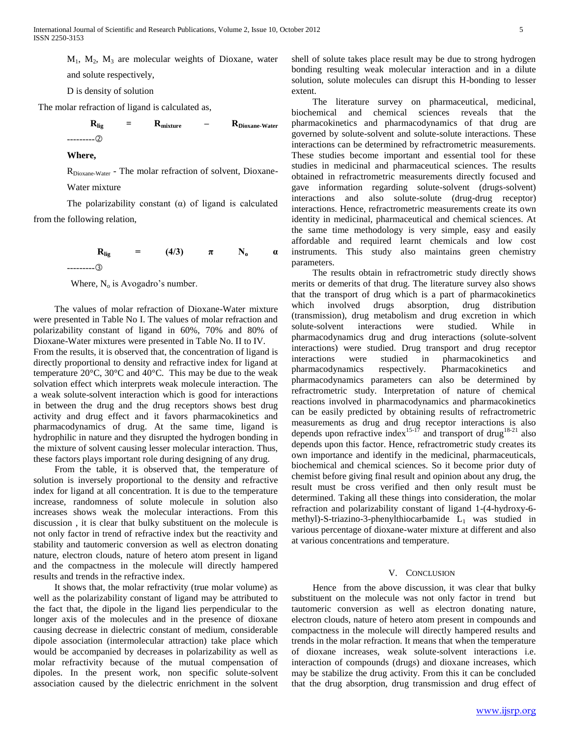$M_1$, $M_2$, $M_3$ are molecular weights of Dioxane, water and solute respectively,

D is density of solution

The molar refraction of ligand is calculated as,

$$R_{lig} = R_{mixture} - R_{Dioxane\text{-}Water} \quad \text{---------②}$$

**Where,**

$R_{Dioxane\text{-}Water}$ - The molar refraction of solvent, Dioxane-Water mixture

The polarizability constant (α) of ligand is calculated from the following relation,

$$R_{lig} = (4/3) \ \pi \ N_o \ \alpha \quad \text{---------③}$$

Where, $N_o$ is Avogadro's number.

The values of molar refraction of Dioxane-Water mixture were presented in Table No I. The values of molar refraction and polarizability constant of ligand in 60%, 70% and 80% of Dioxane-Water mixtures were presented in Table No. II to IV.

From the results, it is observed that, the concentration of ligand is directly proportional to density and refractive index for ligand at temperature 20°C, 30°C and 40°C. This may be due to the weak solvation effect which interprets weak molecule interaction. The a weak solute-solvent interaction which is good for interactions in between the drug and the drug receptors shows best drug activity and drug effect and it favors pharmacokinetics and pharmacodynamics of drug. At the same time, ligand is hydrophilic in nature and they disrupted the hydrogen bonding in the mixture of solvent causing lesser molecular interaction. Thus, these factors plays important role during designing of any drug.

From the table, it is observed that, the temperature of solution is inversely proportional to the density and refractive index for ligand at all concentration. It is due to the temperature increase, randomness of solute molecule in solution also increases shows weak the molecular interactions. From this discussion , it is clear that bulky substituent on the molecule is not only factor in trend of refractive index but the reactivity and stability and tautomeric conversion as well as electron donating nature, electron clouds, nature of hetero atom present in ligand and the compactness in the molecule will directly hampered results and trends in the refractive index.

It shows that, the molar refractivity (true molar volume) as well as the polarizability constant of ligand may be attributed to the fact that, the dipole in the ligand lies perpendicular to the longer axis of the molecules and in the presence of dioxane causing decrease in dielectric constant of medium, considerable dipole association (intermolecular attraction) take place which would be accompanied by decreases in polarizability as well as molar refractivity because of the mutual compensation of dipoles. In the present work, non specific solute-solvent association caused by the dielectric enrichment in the solvent shell of solute takes place result may be due to strong hydrogen bonding resulting weak molecular interaction and in a dilute solution, solute molecules can disrupt this H-bonding to lesser extent.

The literature survey on pharmaceutical, medicinal, biochemical and chemical sciences reveals that the pharmacokinetics and pharmacodynamics of that drug are governed by solute-solvent and solute-solute interactions. These interactions can be determined by refractrometric measurements. These studies become important and essential tool for these studies in medicinal and pharmaceutical sciences. The results obtained in refractrometric measurements directly focused and gave information regarding solute-solvent (drugs-solvent) interactions and also solute-solute (drug-drug receptor) interactions. Hence, refractrometric measurements create its own identity in medicinal, pharmaceutical and chemical sciences. At the same time methodology is very simple, easy and easily affordable and required learnt chemicals and low cost instruments. This study also maintains green chemistry parameters.

The results obtain in refractrometric study directly shows merits or demerits of that drug. The literature survey also shows that the transport of drug which is a part of pharmacokinetics which involved drugs absorption, drug distribution (transmission), drug metabolism and drug excretion in which solute-solvent interactions were studied. While in pharmacodynamics drug and drug interactions (solute-solvent interactions) were studied. Drug transport and drug receptor interactions were studied in pharmacokinetics and pharmacodynamics respectively. Pharmacokinetics and pharmacodynamics parameters can also be determined by refractrometric study. Interpretation of nature of chemical reactions involved in pharmacodynamics and pharmacokinetics can be easily predicted by obtaining results of refractrometric measurements as drug and drug receptor interactions is also depends upon refractive index[15-17] and transport of drug[18-21] also depends upon this factor. Hence, refractrometric study creates its own importance and identify in the medicinal, pharmaceuticals, biochemical and chemical sciences. So it become prior duty of chemist before giving final result and opinion about any drug, the result must be cross verified and then only result must be determined. Taking all these things into consideration, the molar refraction and polarizability constant of ligand 1-(4-hydroxy-6-methyl)-S-triazino-3-phenylthiocarbamide $L_1$ was studied in various percentage of dioxane-water mixture at different and also at various concentrations and temperature.

## V. Conclusion

Hence from the above discussion, it was clear that bulky substituent on the molecule was not only factor in trend but tautomeric conversion as well as electron donating nature, electron clouds, nature of hetero atom present in compounds and compactness in the molecule will directly hampered results and trends in the molar refraction. It means that when the temperature of dioxane increases, weak solute-solvent interactions i.e. interaction of compounds (drugs) and dioxane increases, which may be stabilize the drug activity. From this it can be concluded that the drug absorption, drug transmission and drug effect of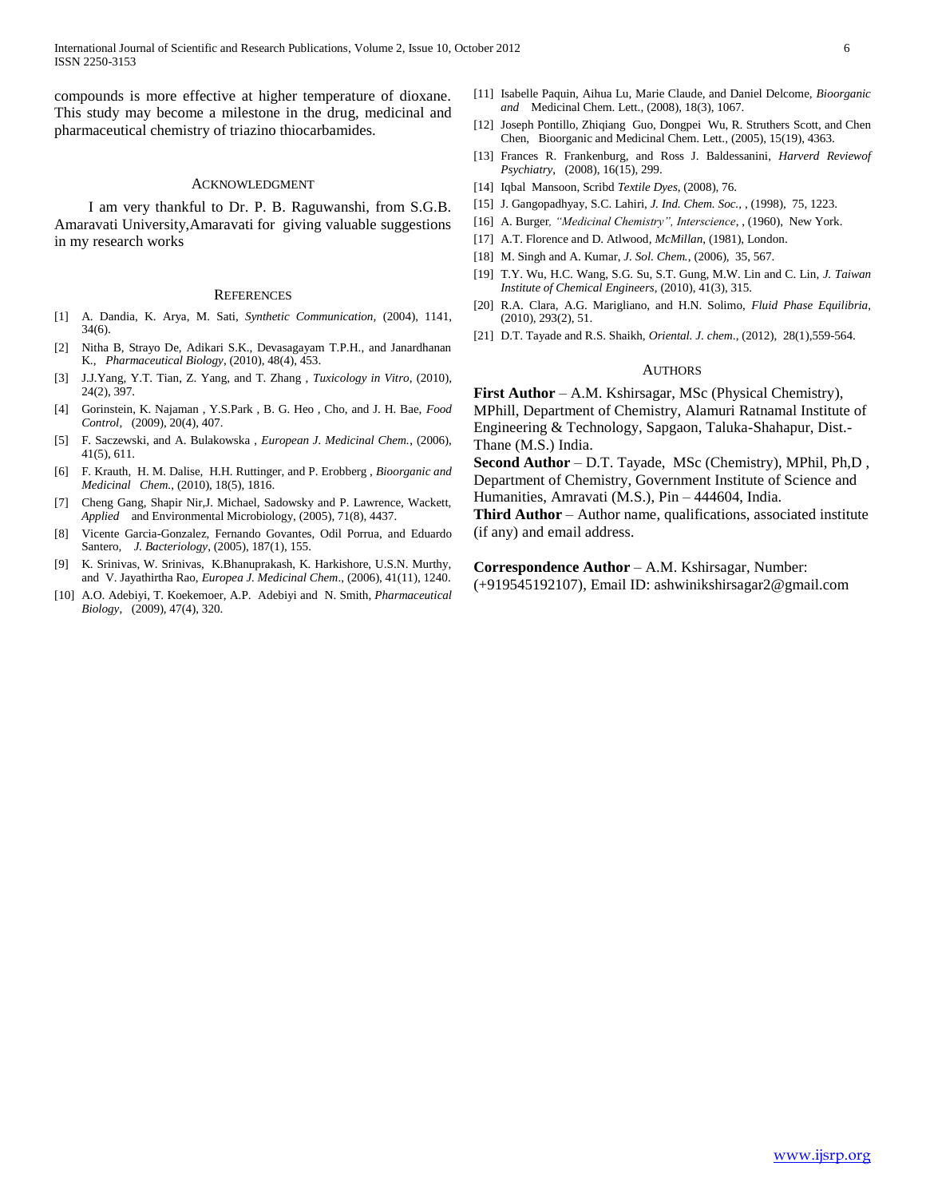compounds is more effective at higher temperature of dioxane. This study may become a milestone in the drug, medicinal and pharmaceutical chemistry of triazino thiocarbamides.

## ACKNOWLEDGMENT

I am very thankful to Dr. P. B. Raguwanshi, from S.G.B. Amaravati University,Amaravati for giving valuable suggestions in my research works

## REFERENCES

[1] A. Dandia, K. Arya, M. Sati, *Synthetic Communication*, (2004), 1141, 34(6).

[2] Nitha B, Strayo De, Adikari S.K., Devasagayam T.P.H., and Janardhanan K., *Pharmaceutical Biology*, (2010), 48(4), 453.

[3] J.J.Yang, Y.T. Tian, Z. Yang, and T. Zhang , *Tuxicology in Vitro*, (2010), 24(2), 397.

[4] Gorinstein, K. Najaman , Y.S.Park , B. G. Heo , Cho, and J. H. Bae, *Food Control*, (2009), 20(4), 407.

[5] F. Saczewski, and A. Bulakowska , *European J. Medicinal Chem.*, (2006), 41(5), 611.

[6] F. Krauth, H. M. Dalise, H.H. Ruttinger, and P. Erobberg , *Bioorganic and Medicinal Chem.*, (2010), 18(5), 1816.

[7] Cheng Gang, Shapir Nir,J. Michael, Sadowsky and P. Lawrence, Wackett, *Applied* and Environmental Microbiology, (2005), 71(8), 4437.

[8] Vicente Garcia-Gonzalez, Fernando Govantes, Odil Porrua, and Eduardo Santero, *J. Bacteriology*, (2005), 187(1), 155.

[9] K. Srinivas, W. Srinivas, K.Bhanuprakash, K. Harkishore, U.S.N. Murthy, and V. Jayathirtha Rao, *Europea J. Medicinal Chem*., (2006), 41(11), 1240.

[10] A.O. Adebiyi, T. Koekemoer, A.P. Adebiyi and N. Smith, *Pharmaceutical Biology*, (2009), 47(4), 320.

[11] Isabelle Paquin, Aihua Lu, Marie Claude, and Daniel Delcome, *Bioorganic and* Medicinal Chem. Lett., (2008), 18(3), 1067.

[12] Joseph Pontillo, Zhiqiang Guo, Dongpei Wu, R. Struthers Scott, and Chen Chen, Bioorganic and Medicinal Chem. Lett., (2005), 15(19), 4363.

[13] Frances R. Frankenburg, and Ross J. Baldessanini, *Harverd Reviewof Psychiatry*, (2008), 16(15), 299.

[14] Iqbal Mansoon, Scribd *Textile Dyes*, (2008), 76.

[15] J. Gangopadhyay, S.C. Lahiri, *J. Ind. Chem. Soc.*, , (1998), 75, 1223.

[16] A. Burger, *"Medicinal Chemistry", Interscience*, , (1960), New York.

[17] A.T. Florence and D. Atlwood, *McMillan*, (1981), London.

[18] M. Singh and A. Kumar, *J. Sol. Chem.*, (2006), 35, 567.

[19] T.Y. Wu, H.C. Wang, S.G. Su, S.T. Gung, M.W. Lin and C. Lin, *J. Taiwan Institute of Chemical Engineers*, (2010), 41(3), 315.

[20] R.A. Clara, A.G. Marigliano, and H.N. Solimo, *Fluid Phase Equilibria*, (2010), 293(2), 51.

[21] D.T. Tayade and R.S. Shaikh, *Oriental. J. chem*., (2012), 28(1),559-564.

## AUTHORS

**First Author** – A.M. Kshirsagar, MSc (Physical Chemistry), MPhill, Department of Chemistry, Alamuri Ratnamal Institute of Engineering & Technology, Sapgaon, Taluka-Shahapur, Dist.-Thane (M.S.) India.

**Second Author** – D.T. Tayade, MSc (Chemistry), MPhil, Ph,D , Department of Chemistry, Government Institute of Science and Humanities, Amravati (M.S.), Pin – 444604, India.

**Third Author** – Author name, qualifications, associated institute (if any) and email address.

**Correspondence Author** – A.M. Kshirsagar, Number: (+919545192107), Email ID: ashwinikshirsagar2@gmail.com